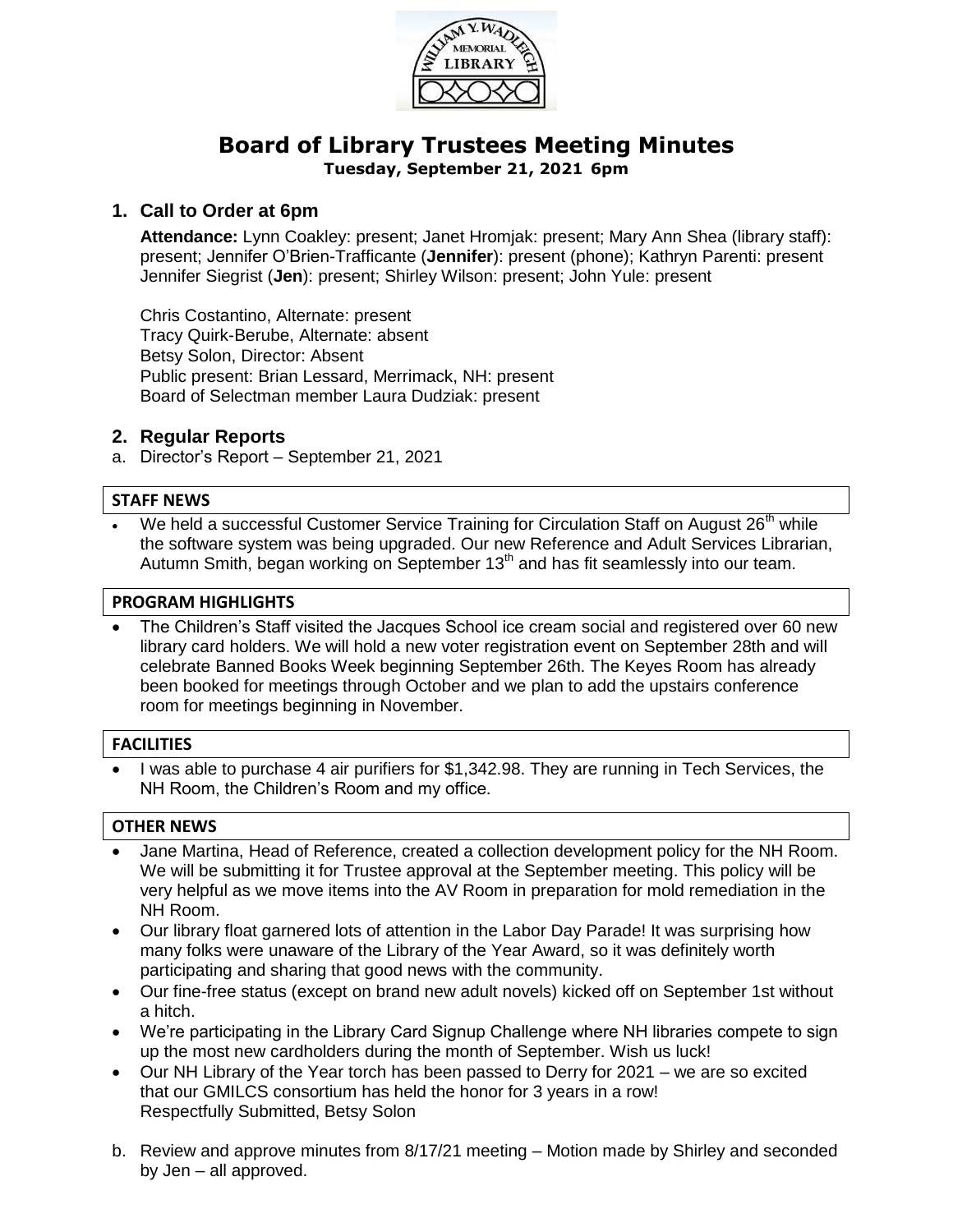# Board of Library Trustees Meeting Minutes

**Tuesday, September 21, 2021 6pm**

## 1. Call to Order at 6pm

**Attendance:** Lynn Coakley: present; Janet Hromjak: present; Mary Ann Shea (library staff): present; Jennifer O'Brien-Trafficante (**Jennifer**): present (phone); Kathryn Parenti: present Jennifer Siegrist (**Jen**): present; Shirley Wilson: present; John Yule: present

Chris Costantino, Alternate: present
Tracy Quirk-Berube, Alternate: absent
Betsy Solon, Director: Absent
Public present: Brian Lessard, Merrimack, NH: present
Board of Selectman member Laura Dudziak: present

## 2. Regular Reports

a. Director's Report – September 21, 2021

### STAFF NEWS

- We held a successful Customer Service Training for Circulation Staff on August 26th while the software system was being upgraded. Our new Reference and Adult Services Librarian, Autumn Smith, began working on September 13th and has fit seamlessly into our team.

### PROGRAM HIGHLIGHTS

- The Children's Staff visited the Jacques School ice cream social and registered over 60 new library card holders. We will hold a new voter registration event on September 28th and will celebrate Banned Books Week beginning September 26th. The Keyes Room has already been booked for meetings through October and we plan to add the upstairs conference room for meetings beginning in November.

### FACILITIES

- I was able to purchase 4 air purifiers for $1,342.98. They are running in Tech Services, the NH Room, the Children's Room and my office.

### OTHER NEWS

- Jane Martina, Head of Reference, created a collection development policy for the NH Room. We will be submitting it for Trustee approval at the September meeting. This policy will be very helpful as we move items into the AV Room in preparation for mold remediation in the NH Room.
- Our library float garnered lots of attention in the Labor Day Parade! It was surprising how many folks were unaware of the Library of the Year Award, so it was definitely worth participating and sharing that good news with the community.
- Our fine-free status (except on brand new adult novels) kicked off on September 1st without a hitch.
- We're participating in the Library Card Signup Challenge where NH libraries compete to sign up the most new cardholders during the month of September. Wish us luck!
- Our NH Library of the Year torch has been passed to Derry for 2021 – we are so excited that our GMILCS consortium has held the honor for 3 years in a row!
  Respectfully Submitted, Betsy Solon

b. Review and approve minutes from 8/17/21 meeting – Motion made by Shirley and seconded by Jen – all approved.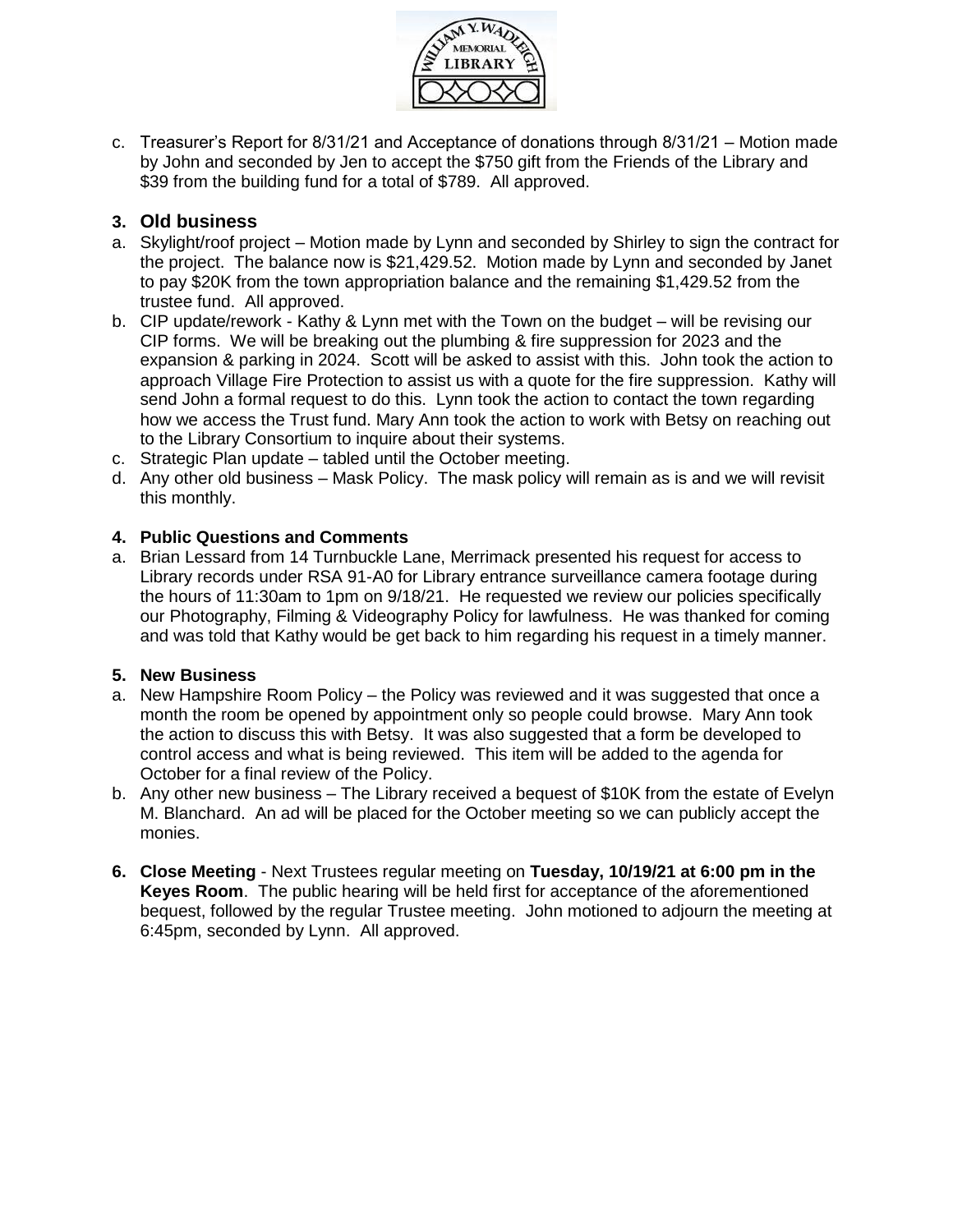c. Treasurer's Report for 8/31/21 and Acceptance of donations through 8/31/21 – Motion made by John and seconded by Jen to accept the $750 gift from the Friends of the Library and $39 from the building fund for a total of $789. All approved.

### 3. Old business

a. Skylight/roof project – Motion made by Lynn and seconded by Shirley to sign the contract for the project. The balance now is $21,429.52. Motion made by Lynn and seconded by Janet to pay $20K from the town appropriation balance and the remaining $1,429.52 from the trustee fund. All approved.

b. CIP update/rework - Kathy & Lynn met with the Town on the budget – will be revising our CIP forms. We will be breaking out the plumbing & fire suppression for 2023 and the expansion & parking in 2024. Scott will be asked to assist with this. John took the action to approach Village Fire Protection to assist us with a quote for the fire suppression. Kathy will send John a formal request to do this. Lynn took the action to contact the town regarding how we access the Trust fund. Mary Ann took the action to work with Betsy on reaching out to the Library Consortium to inquire about their systems.

c. Strategic Plan update – tabled until the October meeting.

d. Any other old business – Mask Policy. The mask policy will remain as is and we will revisit this monthly.

### 4. Public Questions and Comments

a. Brian Lessard from 14 Turnbuckle Lane, Merrimack presented his request for access to Library records under RSA 91-A0 for Library entrance surveillance camera footage during the hours of 11:30am to 1pm on 9/18/21. He requested we review our policies specifically our Photography, Filming & Videography Policy for lawfulness. He was thanked for coming and was told that Kathy would be get back to him regarding his request in a timely manner.

### 5. New Business

a. New Hampshire Room Policy – the Policy was reviewed and it was suggested that once a month the room be opened by appointment only so people could browse. Mary Ann took the action to discuss this with Betsy. It was also suggested that a form be developed to control access and what is being reviewed. This item will be added to the agenda for October for a final review of the Policy.

b. Any other new business – The Library received a bequest of $10K from the estate of Evelyn M. Blanchard. An ad will be placed for the October meeting so we can publicly accept the monies.

**6. Close Meeting** - Next Trustees regular meeting on **Tuesday, 10/19/21 at 6:00 pm in the Keyes Room**. The public hearing will be held first for acceptance of the aforementioned bequest, followed by the regular Trustee meeting. John motioned to adjourn the meeting at 6:45pm, seconded by Lynn. All approved.